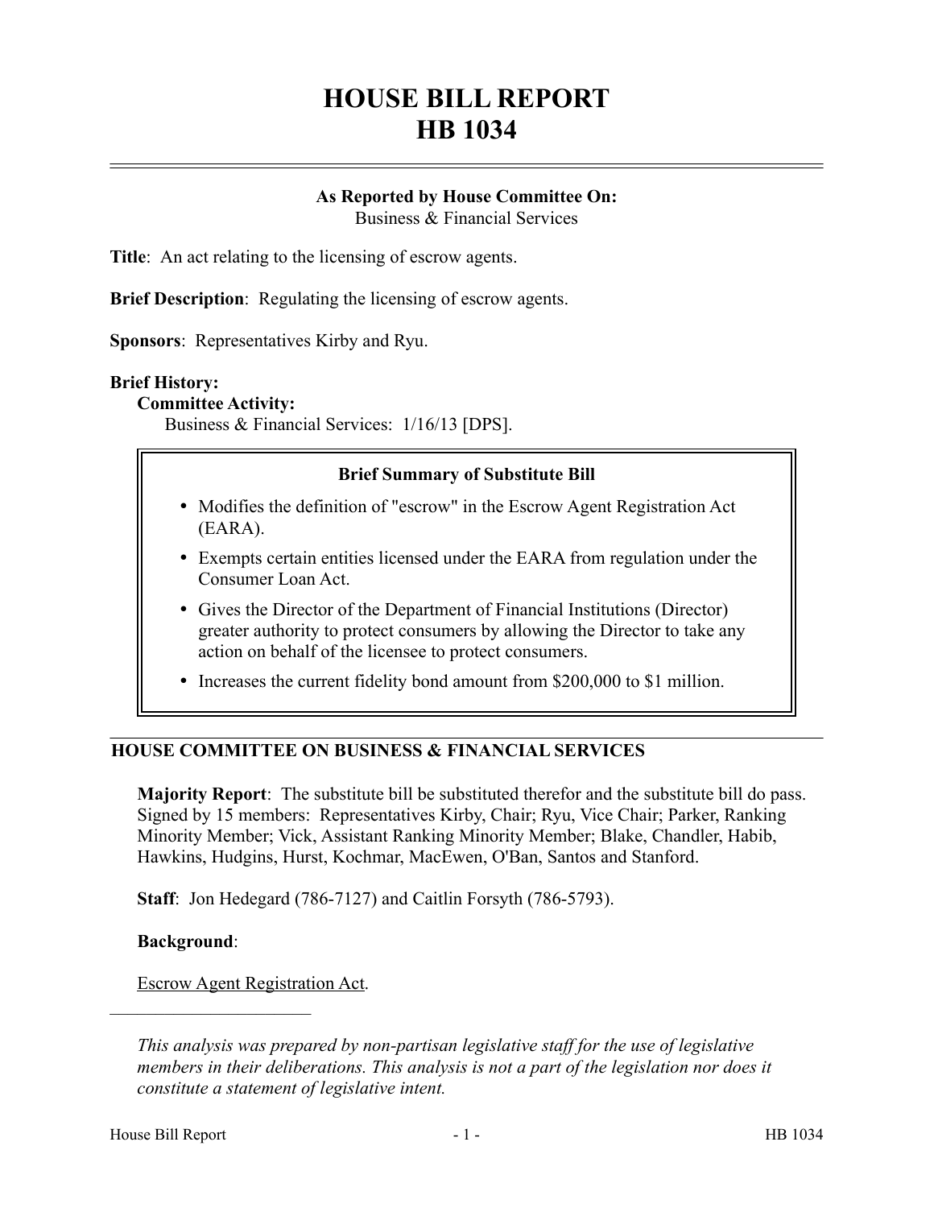# HOUSE BILL REPORT
# HB 1034

**As Reported by House Committee On:**
Business & Financial Services

**Title**: An act relating to the licensing of escrow agents.

**Brief Description**: Regulating the licensing of escrow agents.

**Sponsors**: Representatives Kirby and Ryu.

**Brief History:**

**Committee Activity:**

Business & Financial Services: 1/16/13 [DPS].

**Brief Summary of Substitute Bill**

- Modifies the definition of "escrow" in the Escrow Agent Registration Act (EARA).
- Exempts certain entities licensed under the EARA from regulation under the Consumer Loan Act.
- Gives the Director of the Department of Financial Institutions (Director) greater authority to protect consumers by allowing the Director to take any action on behalf of the licensee to protect consumers.
- Increases the current fidelity bond amount from $200,000 to $1 million.

## HOUSE COMMITTEE ON BUSINESS & FINANCIAL SERVICES

**Majority Report**: The substitute bill be substituted therefor and the substitute bill do pass. Signed by 15 members: Representatives Kirby, Chair; Ryu, Vice Chair; Parker, Ranking Minority Member; Vick, Assistant Ranking Minority Member; Blake, Chandler, Habib, Hawkins, Hudgins, Hurst, Kochmar, MacEwen, O'Ban, Santos and Stanford.

**Staff**: Jon Hedegard (786-7127) and Caitlin Forsyth (786-5793).

**Background**:

Escrow Agent Registration Act.

---

*This analysis was prepared by non-partisan legislative staff for the use of legislative members in their deliberations. This analysis is not a part of the legislation nor does it constitute a statement of legislative intent.*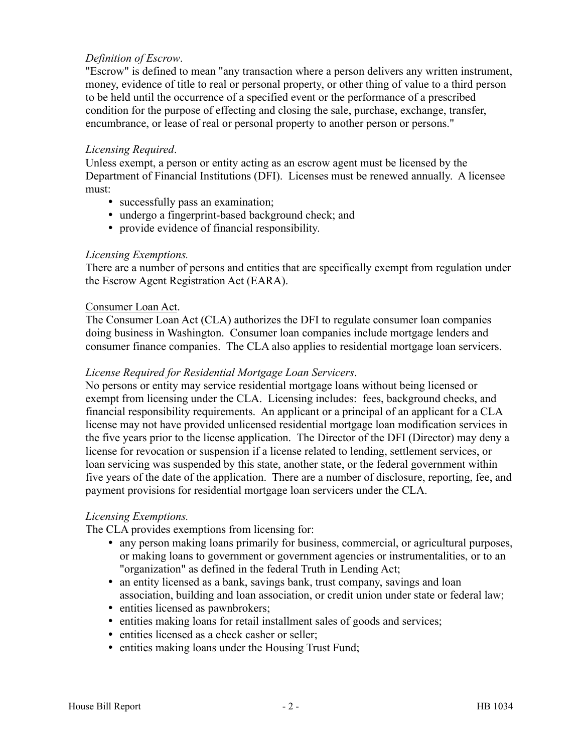*Definition of Escrow*.

"Escrow" is defined to mean "any transaction where a person delivers any written instrument, money, evidence of title to real or personal property, or other thing of value to a third person to be held until the occurrence of a specified event or the performance of a prescribed condition for the purpose of effecting and closing the sale, purchase, exchange, transfer, encumbrance, or lease of real or personal property to another person or persons."

*Licensing Required*.

Unless exempt, a person or entity acting as an escrow agent must be licensed by the Department of Financial Institutions (DFI). Licenses must be renewed annually. A licensee must:

- successfully pass an examination;
- undergo a fingerprint-based background check; and
- provide evidence of financial responsibility.

*Licensing Exemptions.*

There are a number of persons and entities that are specifically exempt from regulation under the Escrow Agent Registration Act (EARA).

<u>Consumer Loan Act</u>.

The Consumer Loan Act (CLA) authorizes the DFI to regulate consumer loan companies doing business in Washington. Consumer loan companies include mortgage lenders and consumer finance companies. The CLA also applies to residential mortgage loan servicers.

*License Required for Residential Mortgage Loan Servicers*.

No persons or entity may service residential mortgage loans without being licensed or exempt from licensing under the CLA. Licensing includes: fees, background checks, and financial responsibility requirements. An applicant or a principal of an applicant for a CLA license may not have provided unlicensed residential mortgage loan modification services in the five years prior to the license application. The Director of the DFI (Director) may deny a license for revocation or suspension if a license related to lending, settlement services, or loan servicing was suspended by this state, another state, or the federal government within five years of the date of the application. There are a number of disclosure, reporting, fee, and payment provisions for residential mortgage loan servicers under the CLA.

*Licensing Exemptions.*

The CLA provides exemptions from licensing for:

- any person making loans primarily for business, commercial, or agricultural purposes, or making loans to government or government agencies or instrumentalities, or to an "organization" as defined in the federal Truth in Lending Act;
- an entity licensed as a bank, savings bank, trust company, savings and loan association, building and loan association, or credit union under state or federal law;
- entities licensed as pawnbrokers;
- entities making loans for retail installment sales of goods and services;
- entities licensed as a check casher or seller;
- entities making loans under the Housing Trust Fund;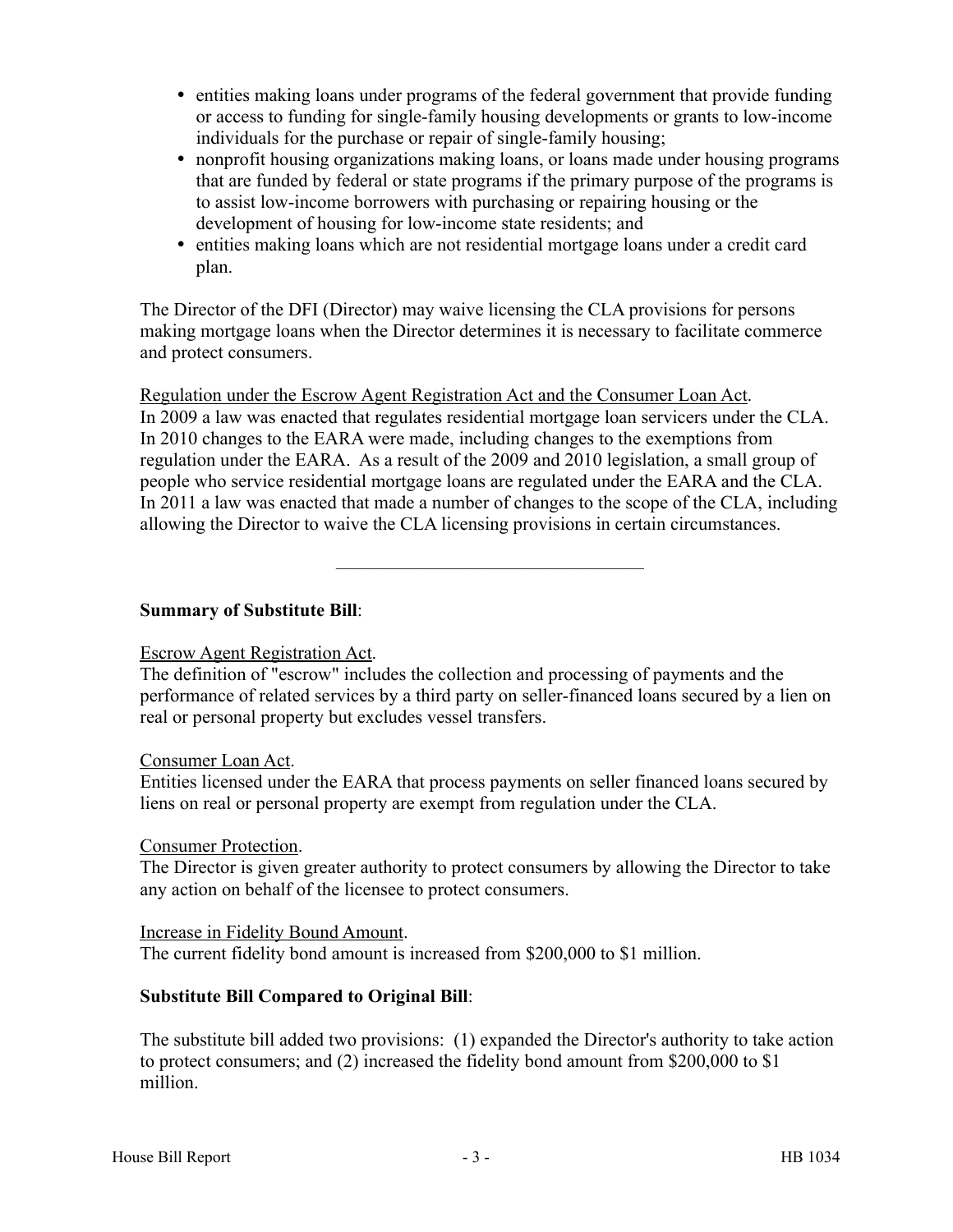- entities making loans under programs of the federal government that provide funding or access to funding for single-family housing developments or grants to low-income individuals for the purchase or repair of single-family housing;
- nonprofit housing organizations making loans, or loans made under housing programs that are funded by federal or state programs if the primary purpose of the programs is to assist low-income borrowers with purchasing or repairing housing or the development of housing for low-income state residents; and
- entities making loans which are not residential mortgage loans under a credit card plan.

The Director of the DFI (Director) may waive licensing the CLA provisions for persons making mortgage loans when the Director determines it is necessary to facilitate commerce and protect consumers.

Regulation under the Escrow Agent Registration Act and the Consumer Loan Act.
In 2009 a law was enacted that regulates residential mortgage loan servicers under the CLA. In 2010 changes to the EARA were made, including changes to the exemptions from regulation under the EARA. As a result of the 2009 and 2010 legislation, a small group of people who service residential mortgage loans are regulated under the EARA and the CLA. In 2011 a law was enacted that made a number of changes to the scope of the CLA, including allowing the Director to waive the CLA licensing provisions in certain circumstances.

---

**Summary of Substitute Bill**:

Escrow Agent Registration Act.
The definition of "escrow" includes the collection and processing of payments and the performance of related services by a third party on seller-financed loans secured by a lien on real or personal property but excludes vessel transfers.

Consumer Loan Act.
Entities licensed under the EARA that process payments on seller financed loans secured by liens on real or personal property are exempt from regulation under the CLA.

Consumer Protection.
The Director is given greater authority to protect consumers by allowing the Director to take any action on behalf of the licensee to protect consumers.

Increase in Fidelity Bound Amount.
The current fidelity bond amount is increased from $200,000 to $1 million.

**Substitute Bill Compared to Original Bill**:

The substitute bill added two provisions: (1) expanded the Director's authority to take action to protect consumers; and (2) increased the fidelity bond amount from $200,000 to $1 million.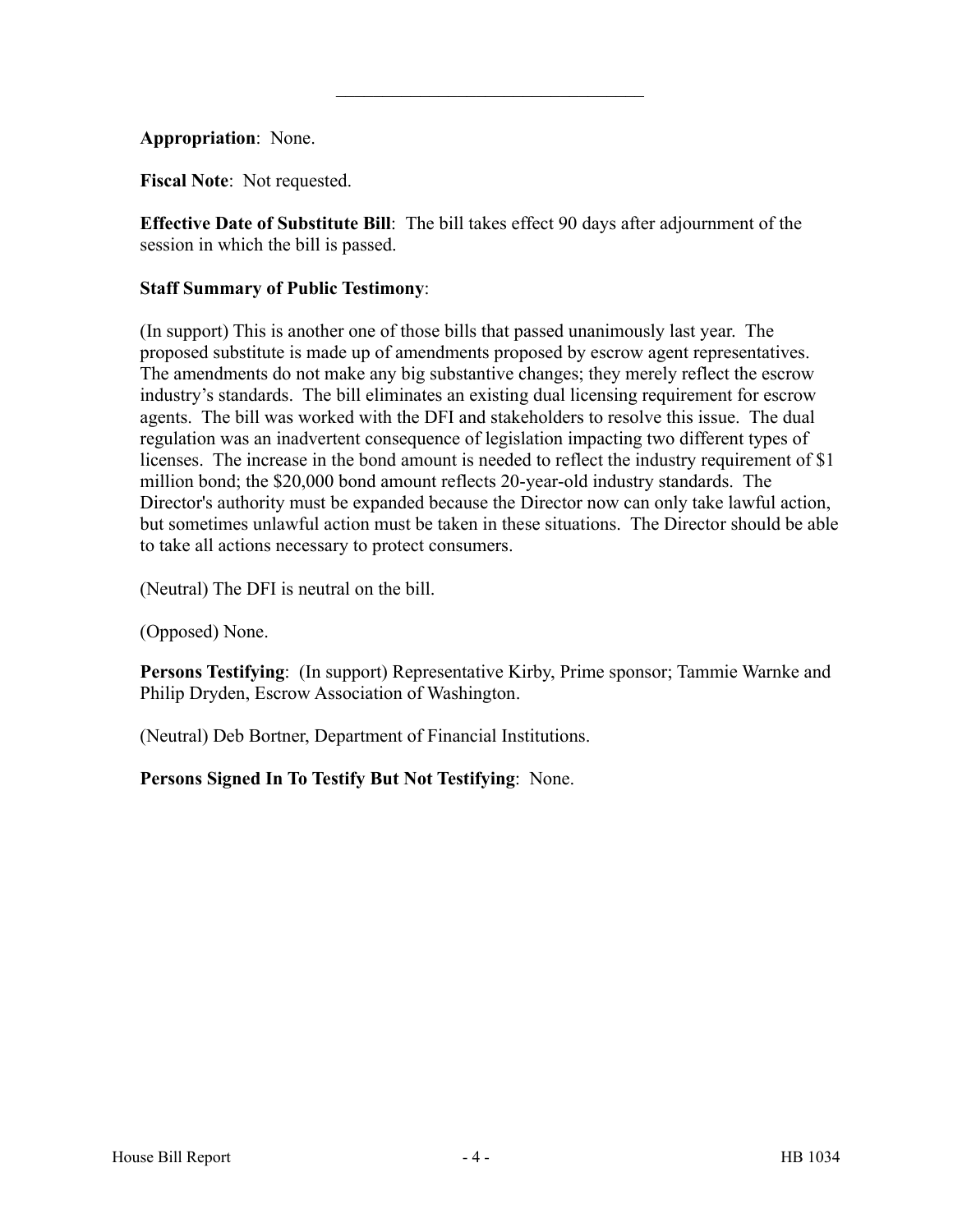---

**Appropriation**: None.

**Fiscal Note**: Not requested.

**Effective Date of Substitute Bill**: The bill takes effect 90 days after adjournment of the session in which the bill is passed.

**Staff Summary of Public Testimony**:

(In support) This is another one of those bills that passed unanimously last year. The proposed substitute is made up of amendments proposed by escrow agent representatives. The amendments do not make any big substantive changes; they merely reflect the escrow industry's standards. The bill eliminates an existing dual licensing requirement for escrow agents. The bill was worked with the DFI and stakeholders to resolve this issue. The dual regulation was an inadvertent consequence of legislation impacting two different types of licenses. The increase in the bond amount is needed to reflect the industry requirement of $1 million bond; the $20,000 bond amount reflects 20-year-old industry standards. The Director's authority must be expanded because the Director now can only take lawful action, but sometimes unlawful action must be taken in these situations. The Director should be able to take all actions necessary to protect consumers.

(Neutral) The DFI is neutral on the bill.

(Opposed) None.

**Persons Testifying**: (In support) Representative Kirby, Prime sponsor; Tammie Warnke and Philip Dryden, Escrow Association of Washington.

(Neutral) Deb Bortner, Department of Financial Institutions.

**Persons Signed In To Testify But Not Testifying**: None.